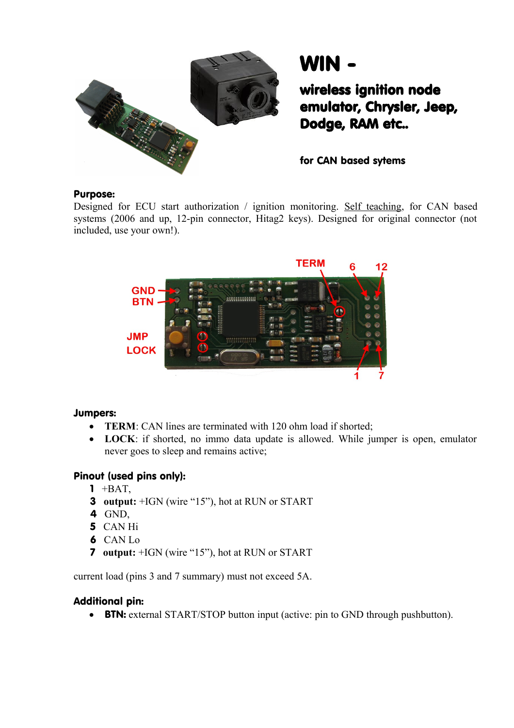# WIN -

## wireless ignition node emulator, Chrysler, Jeep, Dodge, RAM etc..

**for CAN based sytems**

### Purpose:

Designed for ECU start authorization / ignition monitoring. Self teaching, for CAN based systems (2006 and up, 12-pin connector, Hitag2 keys). Designed for original connector (not included, use your own!).

### Jumpers:

- **TERM**: CAN lines are terminated with 120 ohm load if shorted;
- **LOCK**: if shorted, no immo data update is allowed. While jumper is open, emulator never goes to sleep and remains active;

### Pinout (used pins only):

**1** +BAT,
**3** **output:** +IGN (wire "15"), hot at RUN or START
**4** GND,
**5** CAN Hi
**6** CAN Lo
**7** **output:** +IGN (wire "15"), hot at RUN or START

current load (pins 3 and 7 summary) must not exceed 5A.

### Additional pin:

- **BTN:** external START/STOP button input (active: pin to GND through pushbutton).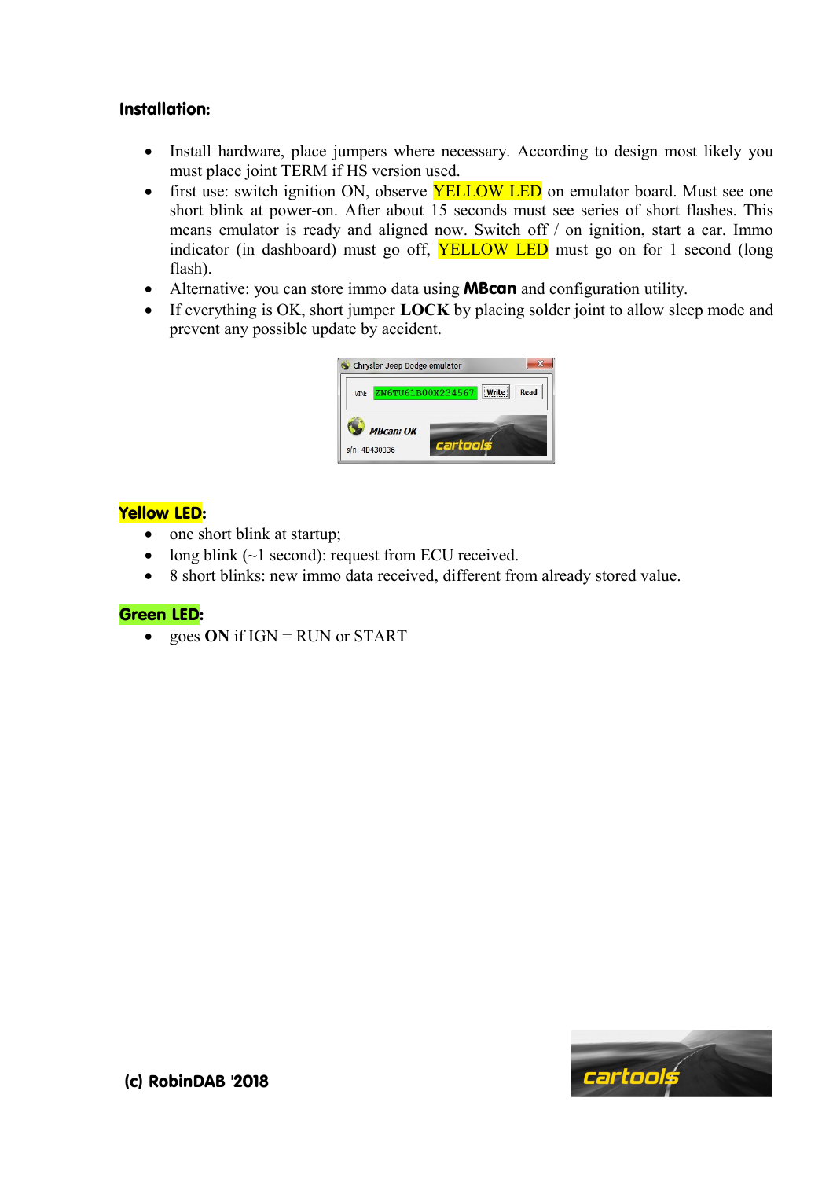### Installation:

- Install hardware, place jumpers where necessary. According to design most likely you must place joint TERM if HS version used.
- first use: switch ignition ON, observe YELLOW LED on emulator board. Must see one short blink at power-on. After about 15 seconds must see series of short flashes. This means emulator is ready and aligned now. Switch off / on ignition, start a car. Immo indicator (in dashboard) must go off, YELLOW LED must go on for 1 second (long flash).
- Alternative: you can store immo data using **MBcan** and configuration utility.
- If everything is OK, short jumper **LOCK** by placing solder joint to allow sleep mode and prevent any possible update by accident.

Chrysler Jeep Dodge emulator

VIN: ZN6TU61B00X234567 Write Read

MBcan: OK

s/n: 4D430336

cartools

### Yellow LED:

- one short blink at startup;
- long blink (~1 second): request from ECU received.
- 8 short blinks: new immo data received, different from already stored value.

### Green LED:

- goes **ON** if IGN = RUN or START

(c) RobinDAB '2018